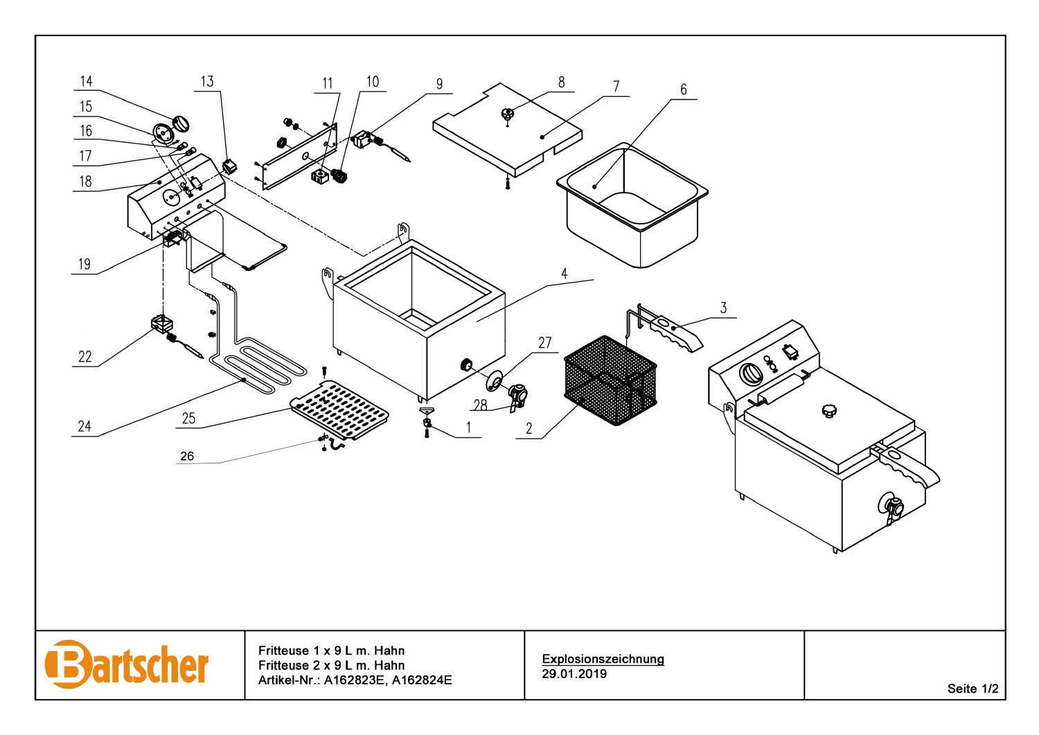14

15

16

17

18

13

11

10

9

8

7

6

19

4

3

22

27

28

2

1

25

24

26

| Bartscher | Fritteuse 1 x 9 L m. Hahn<br>Fritteuse 2 x 9 L m. Hahn<br>Artikel-Nr.: A162823E, A162824E | **Explosionszeichnung**<br>29.01.2019 | Seite 1/2 |
|---|---|---|---|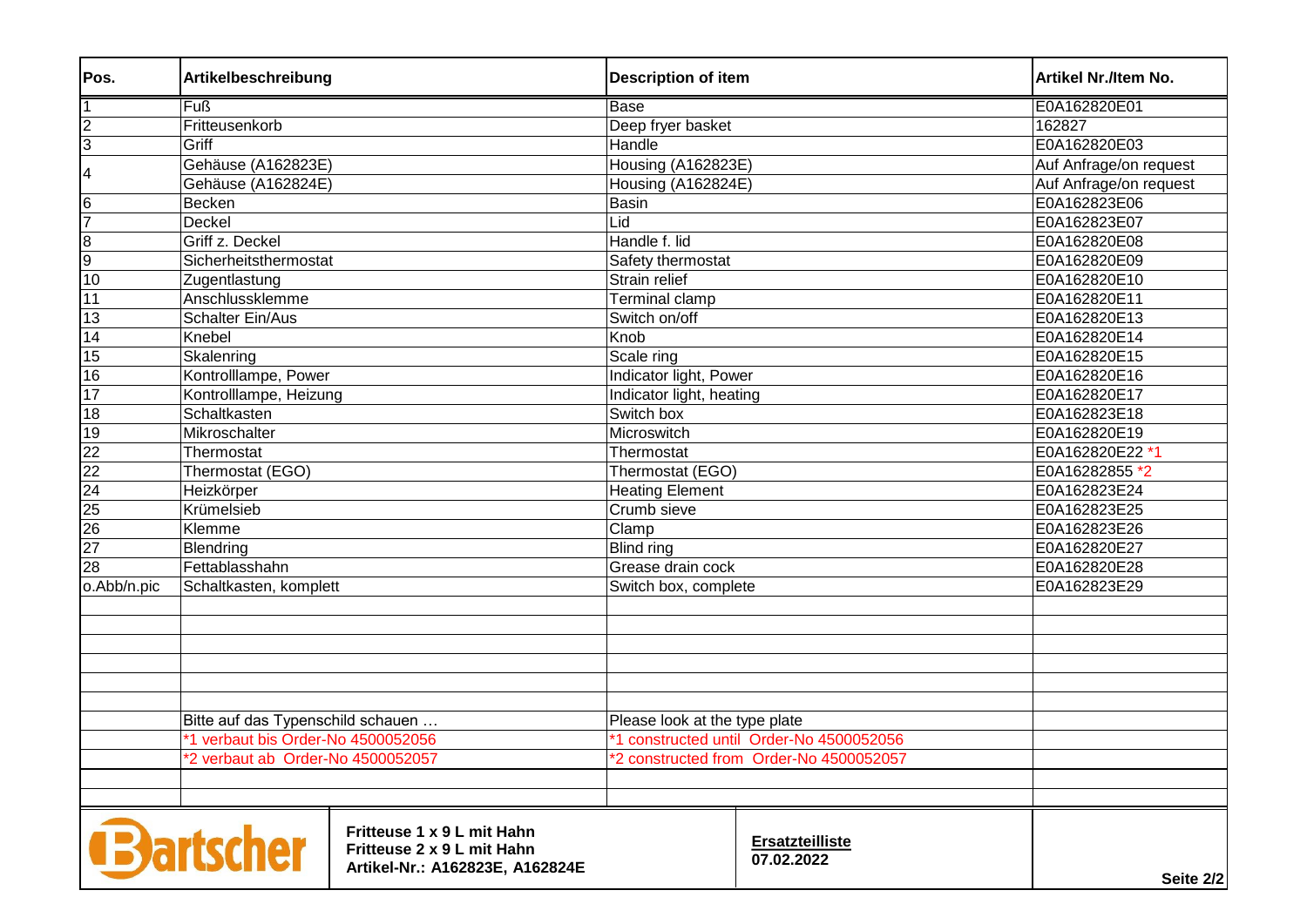| Pos. | Artikelbeschreibung | Description of item | Artikel Nr./Item No. |
|---|---|---|---|
| 1 | Fuß | Base | E0A162820E01 |
| 2 | Fritteusenkorb | Deep fryer basket | 162827 |
| 3 | Griff | Handle | E0A162820E03 |
| 4 | Gehäuse (A162823E) | Housing (A162823E) | Auf Anfrage/on request |
| | Gehäuse (A162824E) | Housing (A162824E) | Auf Anfrage/on request |
| 6 | Becken | Basin | E0A162823E06 |
| 7 | Deckel | Lid | E0A162823E07 |
| 8 | Griff z. Deckel | Handle f. lid | E0A162820E08 |
| 9 | Sicherheitsthermostat | Safety thermostat | E0A162820E09 |
| 10 | Zugentlastung | Strain relief | E0A162820E10 |
| 11 | Anschlussklemme | Terminal clamp | E0A162820E11 |
| 13 | Schalter Ein/Aus | Switch on/off | E0A162820E13 |
| 14 | Knebel | Knob | E0A162820E14 |
| 15 | Skalenring | Scale ring | E0A162820E15 |
| 16 | Kontrolllampe, Power | Indicator light, Power | E0A162820E16 |
| 17 | Kontrolllampe, Heizung | Indicator light, heating | E0A162820E17 |
| 18 | Schaltkasten | Switch box | E0A162823E18 |
| 19 | Mikroschalter | Microswitch | E0A162820E19 |
| 22 | Thermostat | Thermostat | E0A162820E22 *1 |
| 22 | Thermostat (EGO) | Thermostat (EGO) | E0A16282855 *2 |
| 24 | Heizkörper | Heating Element | E0A162823E24 |
| 25 | Krümelsieb | Crumb sieve | E0A162823E25 |
| 26 | Klemme | Clamp | E0A162823E26 |
| 27 | Blendring | Blind ring | E0A162820E27 |
| 28 | Fettablasshahn | Grease drain cock | E0A162820E28 |
| o.Abb/n.pic | Schaltkasten, komplett | Switch box, complete | E0A162823E29 |
| | Bitte auf das Typenschild schauen … | Please look at the type plate | |
| | *1 verbaut bis Order-No 4500052056 | *1 constructed until Order-No 4500052056 | |
| | *2 verbaut ab Order-No 4500052057 | *2 constructed from Order-No 4500052057 | |

Bartscher

**Fritteuse 1 x 9 L mit Hahn**
**Fritteuse 2 x 9 L mit Hahn**
**Artikel-Nr.: A162823E, A162824E**

**Ersatzteilliste**
**07.02.2022**